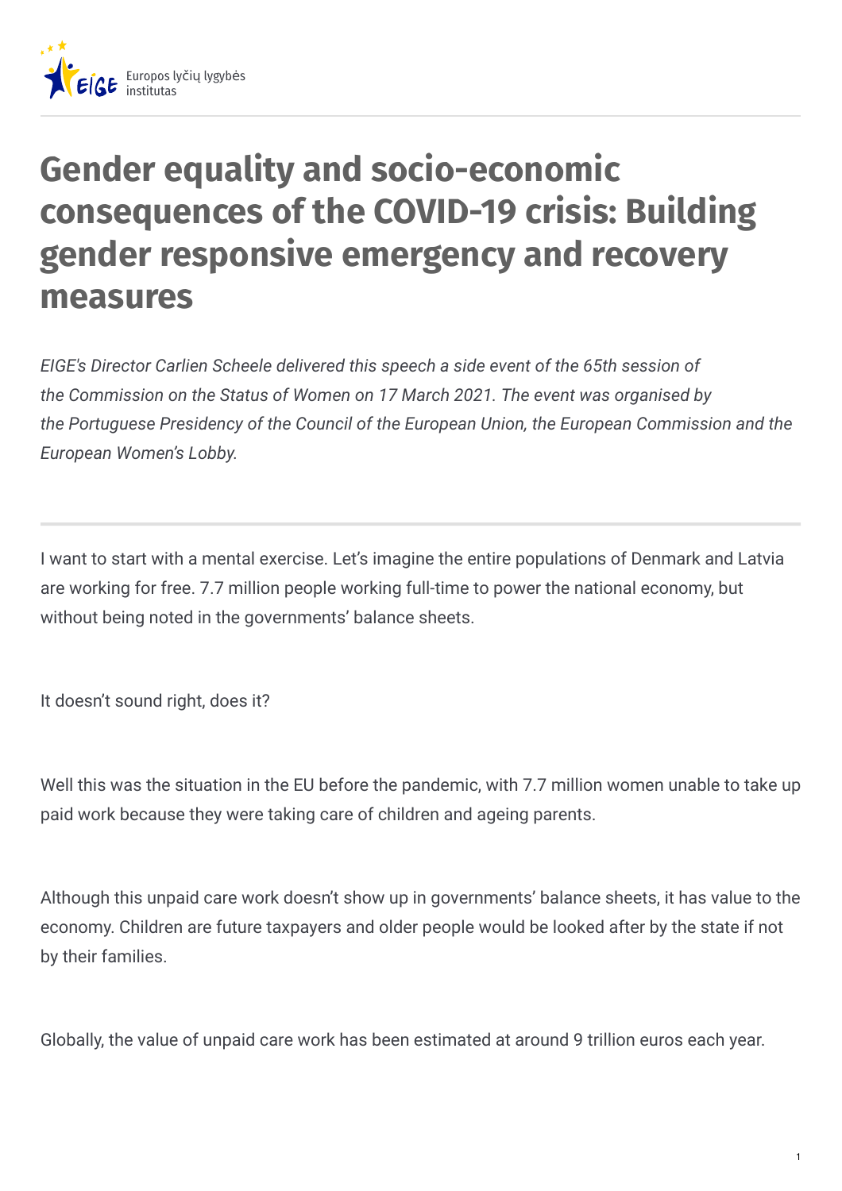# Gender equality and socio-economic consequences of the COVID-19 crisis: Building gender responsive emergency and recovery measures

*EIGE's Director Carlien Scheele delivered this speech a side event of the 65th session of the Commission on the Status of Women on 17 March 2021. The event was organised by the Portuguese Presidency of the Council of the European Union, the European Commission and the European Women's Lobby.*

---

I want to start with a mental exercise. Let's imagine the entire populations of Denmark and Latvia are working for free. 7.7 million people working full-time to power the national economy, but without being noted in the governments' balance sheets.

It doesn't sound right, does it?

Well this was the situation in the EU before the pandemic, with 7.7 million women unable to take up paid work because they were taking care of children and ageing parents.

Although this unpaid care work doesn't show up in governments' balance sheets, it has value to the economy. Children are future taxpayers and older people would be looked after by the state if not by their families.

Globally, the value of unpaid care work has been estimated at around 9 trillion euros each year.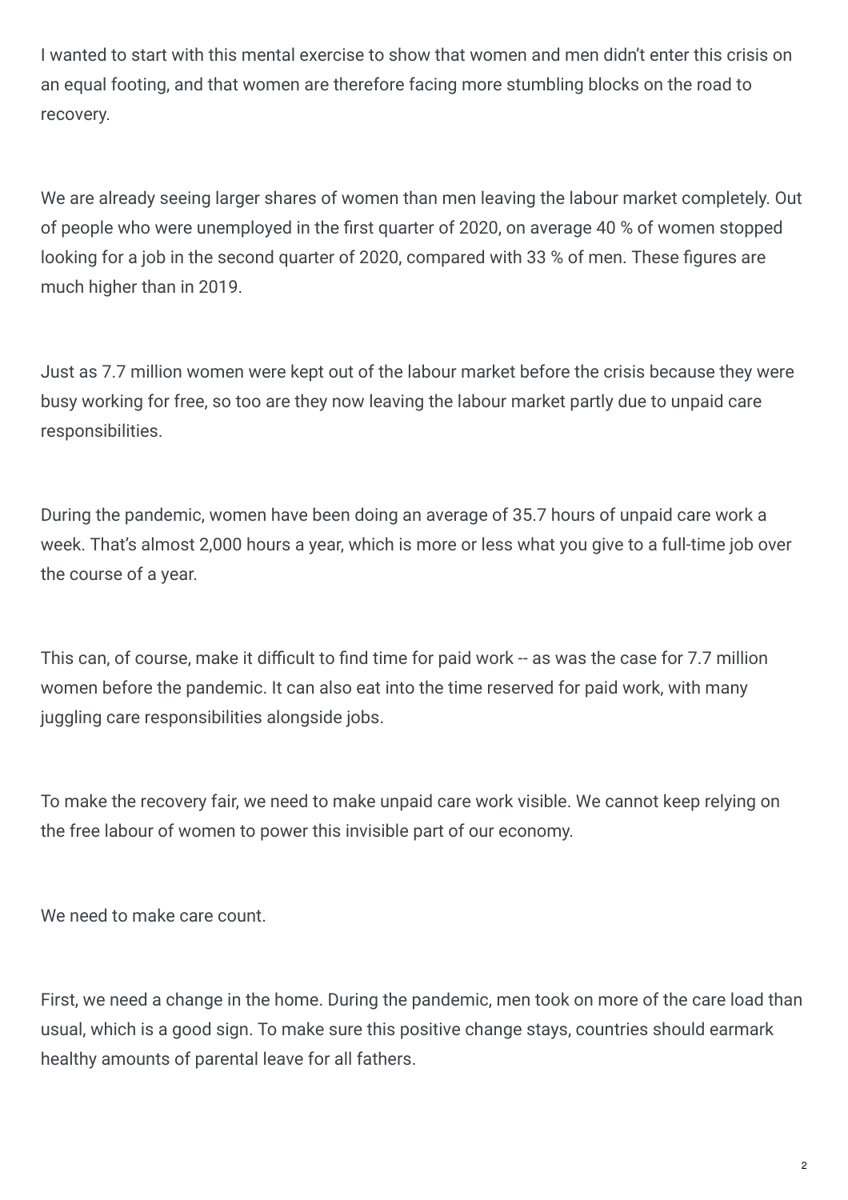I wanted to start with this mental exercise to show that women and men didn't enter this crisis on an equal footing, and that women are therefore facing more stumbling blocks on the road to recovery.

We are already seeing larger shares of women than men leaving the labour market completely. Out of people who were unemployed in the first quarter of 2020, on average 40 % of women stopped looking for a job in the second quarter of 2020, compared with 33 % of men. These figures are much higher than in 2019.

Just as 7.7 million women were kept out of the labour market before the crisis because they were busy working for free, so too are they now leaving the labour market partly due to unpaid care responsibilities.

During the pandemic, women have been doing an average of 35.7 hours of unpaid care work a week. That's almost 2,000 hours a year, which is more or less what you give to a full-time job over the course of a year.

This can, of course, make it difficult to find time for paid work -- as was the case for 7.7 million women before the pandemic. It can also eat into the time reserved for paid work, with many juggling care responsibilities alongside jobs.

To make the recovery fair, we need to make unpaid care work visible. We cannot keep relying on the free labour of women to power this invisible part of our economy.

We need to make care count.

First, we need a change in the home. During the pandemic, men took on more of the care load than usual, which is a good sign. To make sure this positive change stays, countries should earmark healthy amounts of parental leave for all fathers.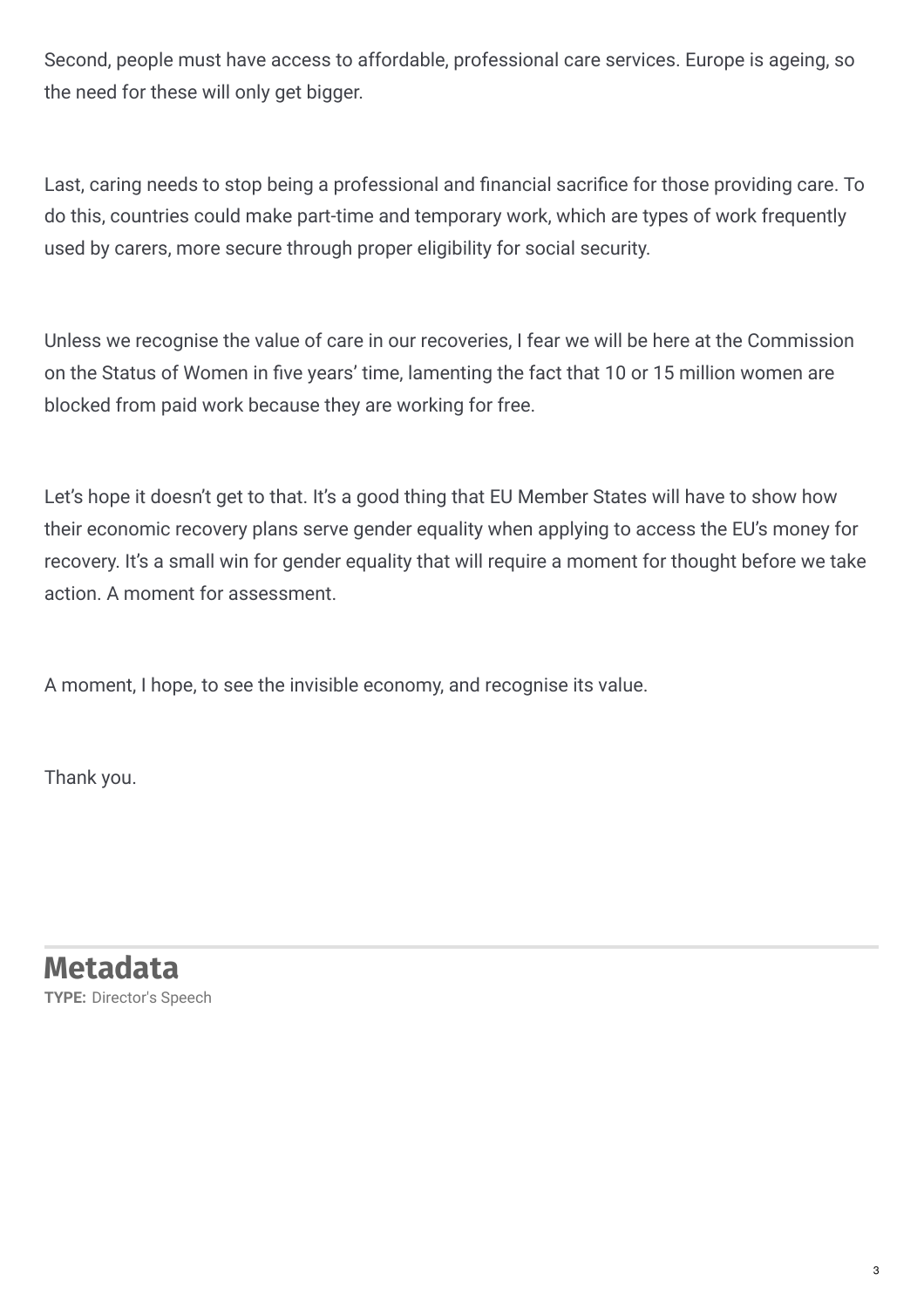Second, people must have access to affordable, professional care services. Europe is ageing, so the need for these will only get bigger.

Last, caring needs to stop being a professional and financial sacrifice for those providing care. To do this, countries could make part-time and temporary work, which are types of work frequently used by carers, more secure through proper eligibility for social security.

Unless we recognise the value of care in our recoveries, I fear we will be here at the Commission on the Status of Women in five years' time, lamenting the fact that 10 or 15 million women are blocked from paid work because they are working for free.

Let's hope it doesn't get to that. It's a good thing that EU Member States will have to show how their economic recovery plans serve gender equality when applying to access the EU's money for recovery. It's a small win for gender equality that will require a moment for thought before we take action. A moment for assessment.

A moment, I hope, to see the invisible economy, and recognise its value.

Thank you.

## Metadata

**TYPE:** Director's Speech